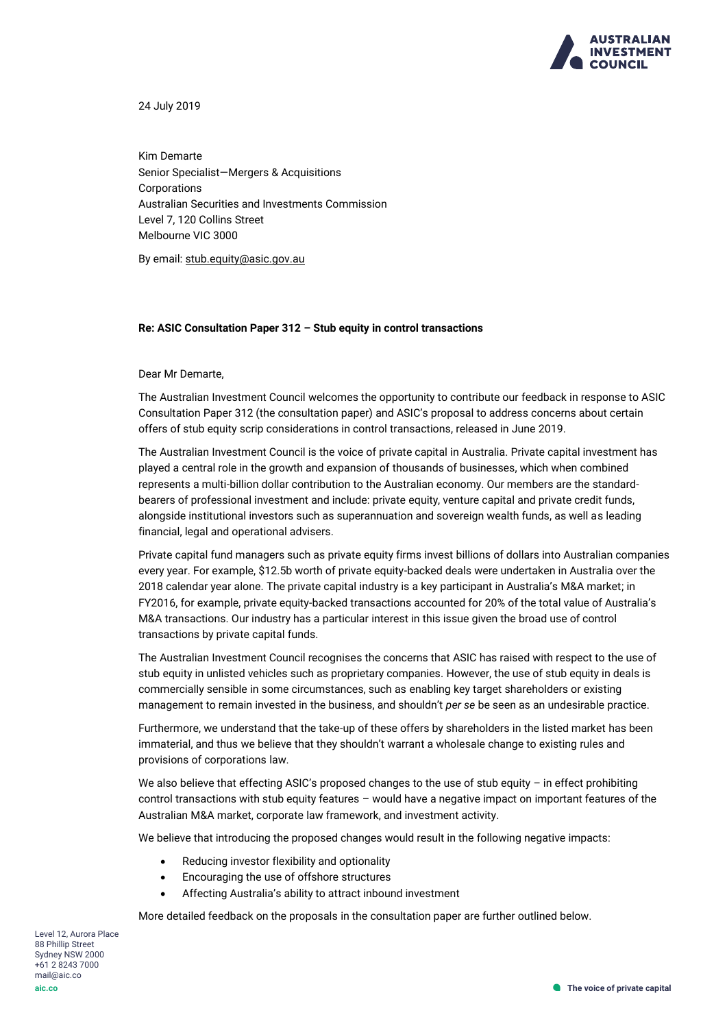24 July 2019

Kim Demarte
Senior Specialist—Mergers & Acquisitions
Corporations
Australian Securities and Investments Commission
Level 7, 120 Collins Street
Melbourne VIC 3000

By email: stub.equity@asic.gov.au

**Re: ASIC Consultation Paper 312 – Stub equity in control transactions**

Dear Mr Demarte,

The Australian Investment Council welcomes the opportunity to contribute our feedback in response to ASIC Consultation Paper 312 (the consultation paper) and ASIC's proposal to address concerns about certain offers of stub equity scrip considerations in control transactions, released in June 2019.

The Australian Investment Council is the voice of private capital in Australia. Private capital investment has played a central role in the growth and expansion of thousands of businesses, which when combined represents a multi-billion dollar contribution to the Australian economy. Our members are the standard-bearers of professional investment and include: private equity, venture capital and private credit funds, alongside institutional investors such as superannuation and sovereign wealth funds, as well as leading financial, legal and operational advisers.

Private capital fund managers such as private equity firms invest billions of dollars into Australian companies every year. For example, $12.5b worth of private equity-backed deals were undertaken in Australia over the 2018 calendar year alone. The private capital industry is a key participant in Australia's M&A market; in FY2016, for example, private equity-backed transactions accounted for 20% of the total value of Australia's M&A transactions. Our industry has a particular interest in this issue given the broad use of control transactions by private capital funds.

The Australian Investment Council recognises the concerns that ASIC has raised with respect to the use of stub equity in unlisted vehicles such as proprietary companies. However, the use of stub equity in deals is commercially sensible in some circumstances, such as enabling key target shareholders or existing management to remain invested in the business, and shouldn't *per se* be seen as an undesirable practice.

Furthermore, we understand that the take-up of these offers by shareholders in the listed market has been immaterial, and thus we believe that they shouldn't warrant a wholesale change to existing rules and provisions of corporations law.

We also believe that effecting ASIC's proposed changes to the use of stub equity – in effect prohibiting control transactions with stub equity features – would have a negative impact on important features of the Australian M&A market, corporate law framework, and investment activity.

We believe that introducing the proposed changes would result in the following negative impacts:

- Reducing investor flexibility and optionality
- Encouraging the use of offshore structures
- Affecting Australia's ability to attract inbound investment

More detailed feedback on the proposals in the consultation paper are further outlined below.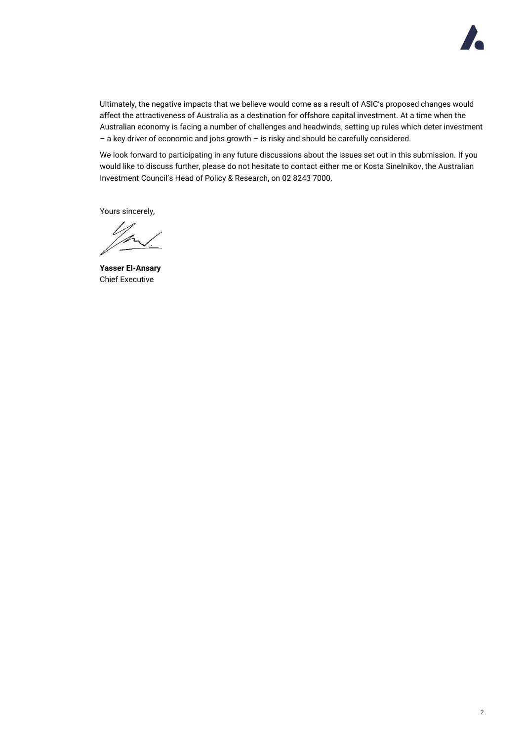Ultimately, the negative impacts that we believe would come as a result of ASIC's proposed changes would affect the attractiveness of Australia as a destination for offshore capital investment. At a time when the Australian economy is facing a number of challenges and headwinds, setting up rules which deter investment – a key driver of economic and jobs growth – is risky and should be carefully considered.

We look forward to participating in any future discussions about the issues set out in this submission. If you would like to discuss further, please do not hesitate to contact either me or Kosta Sinelnikov, the Australian Investment Council's Head of Policy & Research, on 02 8243 7000.

Yours sincerely,

**Yasser El-Ansary**
Chief Executive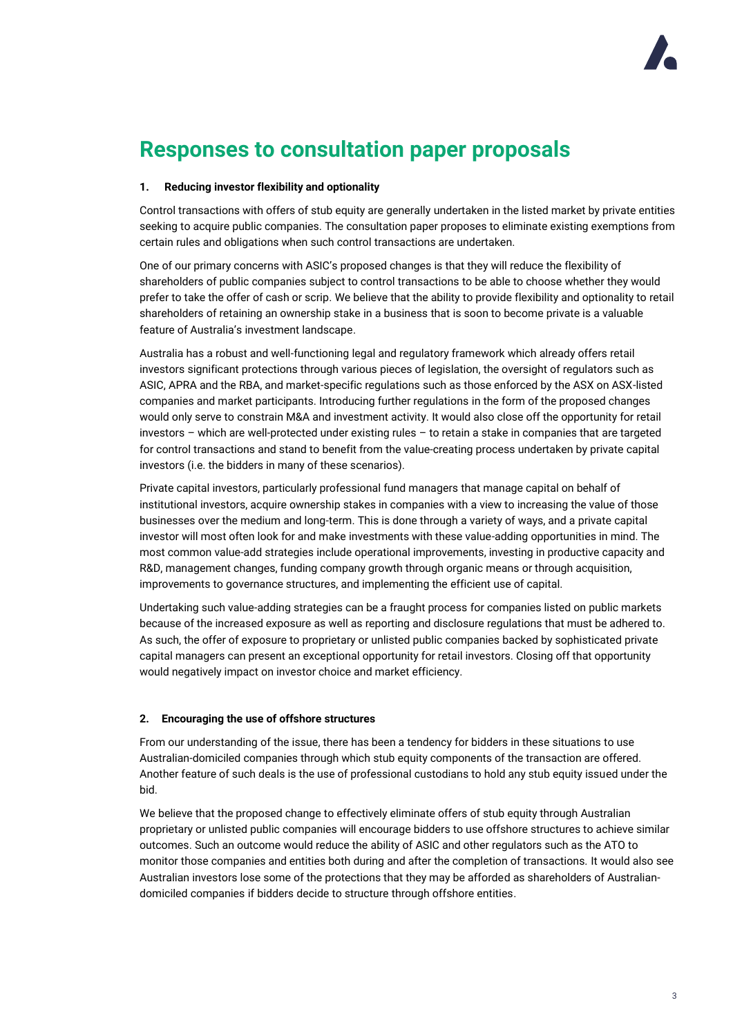# Responses to consultation paper proposals

### 1. Reducing investor flexibility and optionality

Control transactions with offers of stub equity are generally undertaken in the listed market by private entities seeking to acquire public companies. The consultation paper proposes to eliminate existing exemptions from certain rules and obligations when such control transactions are undertaken.

One of our primary concerns with ASIC's proposed changes is that they will reduce the flexibility of shareholders of public companies subject to control transactions to be able to choose whether they would prefer to take the offer of cash or scrip. We believe that the ability to provide flexibility and optionality to retail shareholders of retaining an ownership stake in a business that is soon to become private is a valuable feature of Australia's investment landscape.

Australia has a robust and well-functioning legal and regulatory framework which already offers retail investors significant protections through various pieces of legislation, the oversight of regulators such as ASIC, APRA and the RBA, and market-specific regulations such as those enforced by the ASX on ASX-listed companies and market participants. Introducing further regulations in the form of the proposed changes would only serve to constrain M&A and investment activity. It would also close off the opportunity for retail investors – which are well-protected under existing rules – to retain a stake in companies that are targeted for control transactions and stand to benefit from the value-creating process undertaken by private capital investors (i.e. the bidders in many of these scenarios).

Private capital investors, particularly professional fund managers that manage capital on behalf of institutional investors, acquire ownership stakes in companies with a view to increasing the value of those businesses over the medium and long-term. This is done through a variety of ways, and a private capital investor will most often look for and make investments with these value-adding opportunities in mind. The most common value-add strategies include operational improvements, investing in productive capacity and R&D, management changes, funding company growth through organic means or through acquisition, improvements to governance structures, and implementing the efficient use of capital.

Undertaking such value-adding strategies can be a fraught process for companies listed on public markets because of the increased exposure as well as reporting and disclosure regulations that must be adhered to. As such, the offer of exposure to proprietary or unlisted public companies backed by sophisticated private capital managers can present an exceptional opportunity for retail investors. Closing off that opportunity would negatively impact on investor choice and market efficiency.

### 2. Encouraging the use of offshore structures

From our understanding of the issue, there has been a tendency for bidders in these situations to use Australian-domiciled companies through which stub equity components of the transaction are offered. Another feature of such deals is the use of professional custodians to hold any stub equity issued under the bid.

We believe that the proposed change to effectively eliminate offers of stub equity through Australian proprietary or unlisted public companies will encourage bidders to use offshore structures to achieve similar outcomes. Such an outcome would reduce the ability of ASIC and other regulators such as the ATO to monitor those companies and entities both during and after the completion of transactions. It would also see Australian investors lose some of the protections that they may be afforded as shareholders of Australian-domiciled companies if bidders decide to structure through offshore entities.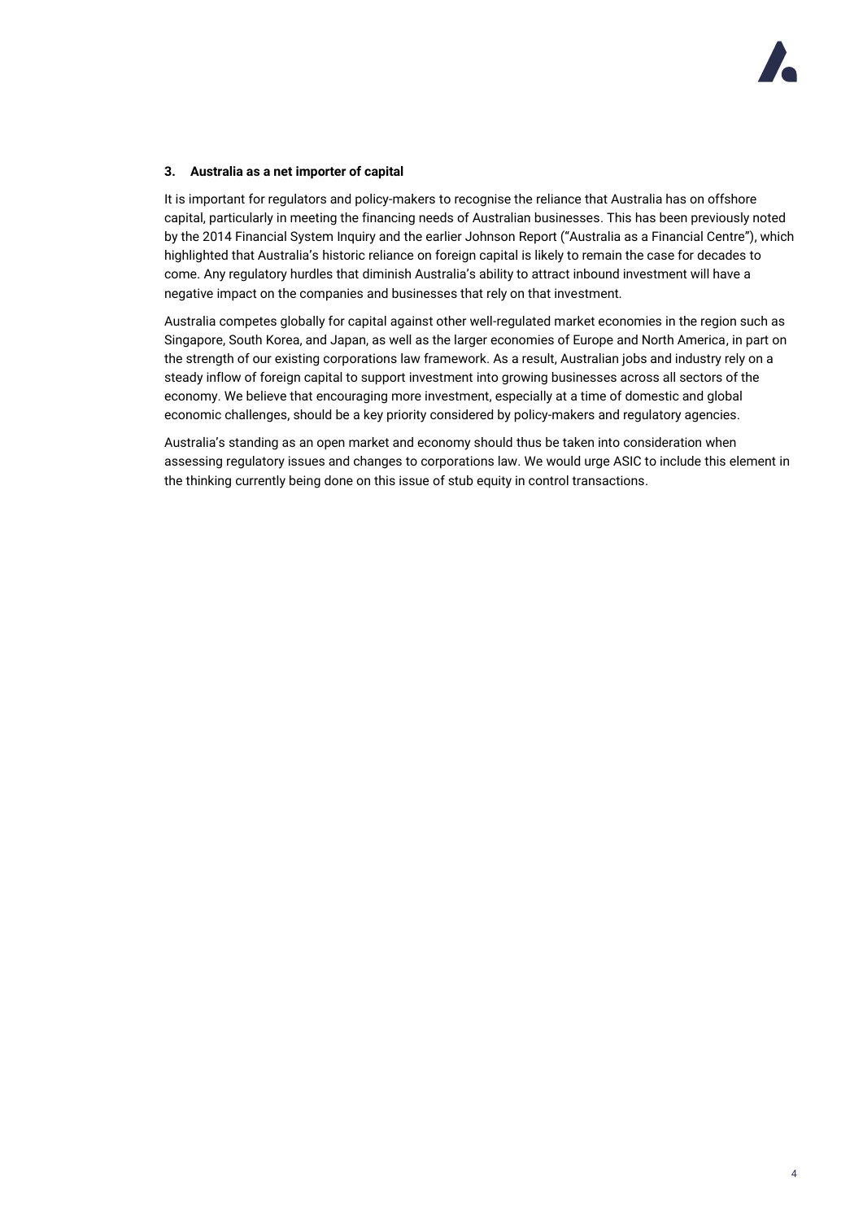### 3. Australia as a net importer of capital

It is important for regulators and policy-makers to recognise the reliance that Australia has on offshore capital, particularly in meeting the financing needs of Australian businesses. This has been previously noted by the 2014 Financial System Inquiry and the earlier Johnson Report ("Australia as a Financial Centre"), which highlighted that Australia's historic reliance on foreign capital is likely to remain the case for decades to come. Any regulatory hurdles that diminish Australia's ability to attract inbound investment will have a negative impact on the companies and businesses that rely on that investment.

Australia competes globally for capital against other well-regulated market economies in the region such as Singapore, South Korea, and Japan, as well as the larger economies of Europe and North America, in part on the strength of our existing corporations law framework. As a result, Australian jobs and industry rely on a steady inflow of foreign capital to support investment into growing businesses across all sectors of the economy. We believe that encouraging more investment, especially at a time of domestic and global economic challenges, should be a key priority considered by policy-makers and regulatory agencies.

Australia's standing as an open market and economy should thus be taken into consideration when assessing regulatory issues and changes to corporations law. We would urge ASIC to include this element in the thinking currently being done on this issue of stub equity in control transactions.